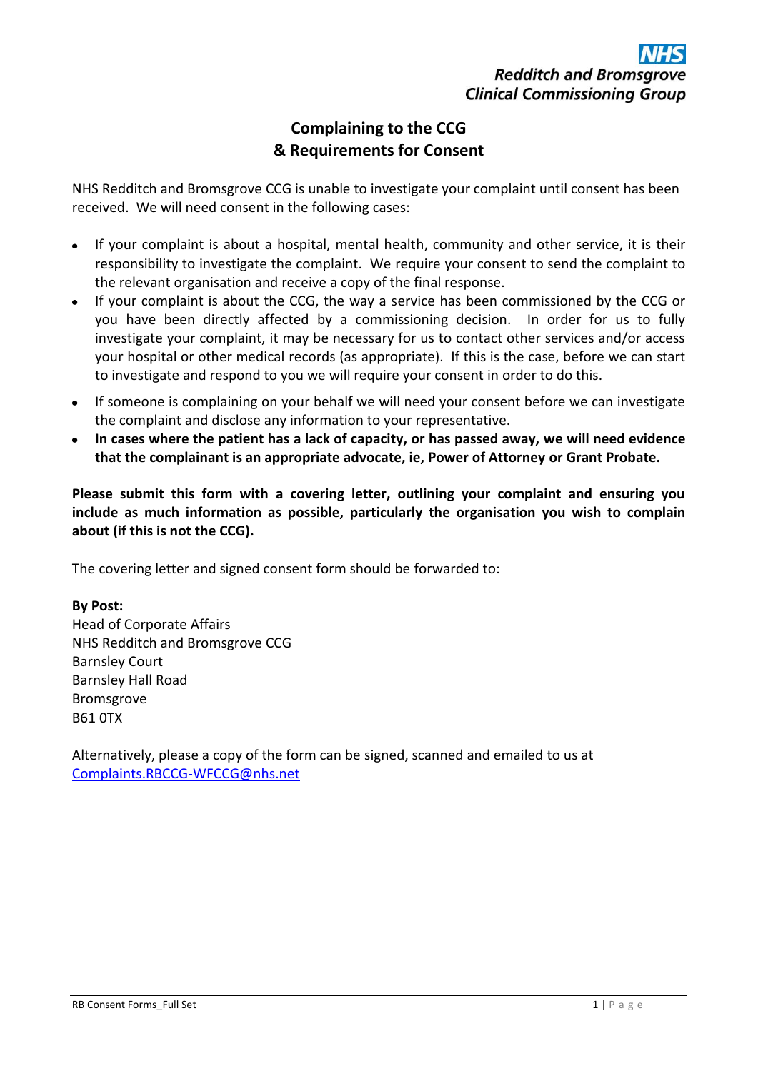NHS
**Redditch and Bromsgrove Clinical Commissioning Group**

# Complaining to the CCG & Requirements for Consent

NHS Redditch and Bromsgrove CCG is unable to investigate your complaint until consent has been received. We will need consent in the following cases:

- If your complaint is about a hospital, mental health, community and other service, it is their responsibility to investigate the complaint. We require your consent to send the complaint to the relevant organisation and receive a copy of the final response.
- If your complaint is about the CCG, the way a service has been commissioned by the CCG or you have been directly affected by a commissioning decision. In order for us to fully investigate your complaint, it may be necessary for us to contact other services and/or access your hospital or other medical records (as appropriate). If this is the case, before we can start to investigate and respond to you we will require your consent in order to do this.
- If someone is complaining on your behalf we will need your consent before we can investigate the complaint and disclose any information to your representative.
- **In cases where the patient has a lack of capacity, or has passed away, we will need evidence that the complainant is an appropriate advocate, ie, Power of Attorney or Grant Probate.**

**Please submit this form with a covering letter, outlining your complaint and ensuring you include as much information as possible, particularly the organisation you wish to complain about (if this is not the CCG).**

The covering letter and signed consent form should be forwarded to:

**By Post:**
Head of Corporate Affairs
NHS Redditch and Bromsgrove CCG
Barnsley Court
Barnsley Hall Road
Bromsgrove
B61 0TX

Alternatively, please a copy of the form can be signed, scanned and emailed to us at Complaints.RBCCG-WFCCG@nhs.net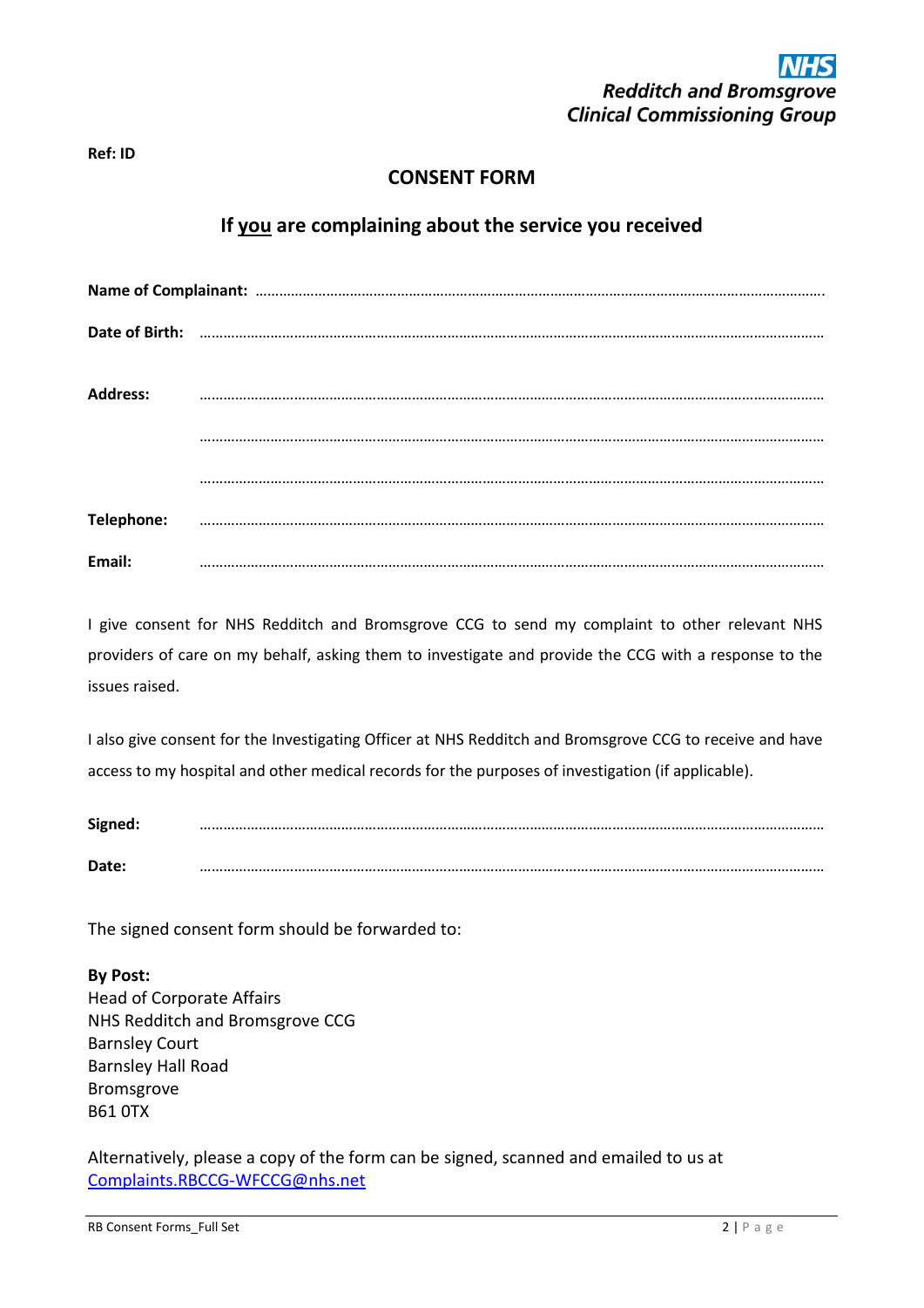NHS
Redditch and Bromsgrove
Clinical Commissioning Group

**Ref: ID**

# CONSENT FORM

## If <u>you</u> are complaining about the service you received

**Name of Complainant:** ……………………………………………………………………………………………………………………………….

**Date of Birth:** ……………………………………………………………………………………………………………………………………

**Address:** ……………………………………………………………………………………………………………………………………

……………………………………………………………………………………………………………………………………

……………………………………………………………………………………………………………………………………

**Telephone:** ……………………………………………………………………………………………………………………………………

**Email:** ……………………………………………………………………………………………………………………………………

I give consent for NHS Redditch and Bromsgrove CCG to send my complaint to other relevant NHS providers of care on my behalf, asking them to investigate and provide the CCG with a response to the issues raised.

I also give consent for the Investigating Officer at NHS Redditch and Bromsgrove CCG to receive and have access to my hospital and other medical records for the purposes of investigation (if applicable).

**Signed:** ……………………………………………………………………………………………………………………………………

**Date:** ……………………………………………………………………………………………………………………………………

The signed consent form should be forwarded to:

**By Post:**
Head of Corporate Affairs
NHS Redditch and Bromsgrove CCG
Barnsley Court
Barnsley Hall Road
Bromsgrove
B61 0TX

Alternatively, please a copy of the form can be signed, scanned and emailed to us at [Complaints.RBCCG-WFCCG@nhs.net](mailto:Complaints.RBCCG-WFCCG@nhs.net)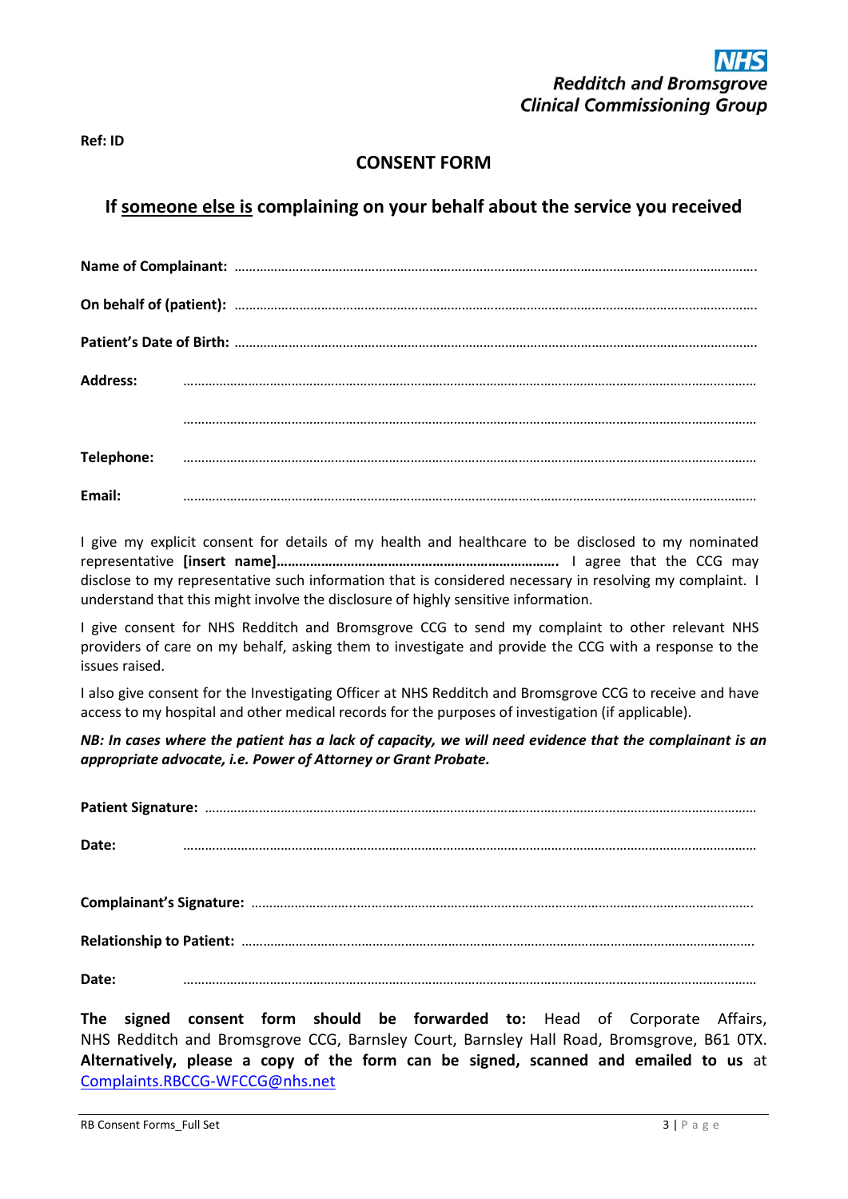**NHS**
**Redditch and Bromsgrove**
**Clinical Commissioning Group**

**Ref: ID**

## CONSENT FORM

## If someone else is complaining on your behalf about the service you received

**Name of Complainant:** ……………………………………………………………………………………………………………………………….

**On behalf of (patient):** ……………………………………………………………………………………………………………………………….

**Patient's Date of Birth:** ……………………………………………………………………………………………………………………………….

**Address:** ……………………………………………………………………………………………………………………………………………

……………………………………………………………………………………………………………………………………………

**Telephone:** ……………………………………………………………………………………………………………………………………………

**Email:** ……………………………………………………………………………………………………………………………………………

I give my explicit consent for details of my health and healthcare to be disclosed to my nominated representative **[insert name]……………………………………………………………….** I agree that the CCG may disclose to my representative such information that is considered necessary in resolving my complaint. I understand that this might involve the disclosure of highly sensitive information.

I give consent for NHS Redditch and Bromsgrove CCG to send my complaint to other relevant NHS providers of care on my behalf, asking them to investigate and provide the CCG with a response to the issues raised.

I also give consent for the Investigating Officer at NHS Redditch and Bromsgrove CCG to receive and have access to my hospital and other medical records for the purposes of investigation (if applicable).

***NB: In cases where the patient has a lack of capacity, we will need evidence that the complainant is an appropriate advocate, i.e. Power of Attorney or Grant Probate.***

**Patient Signature:** ……………………………………………………………………………………………………………………………….

**Date:** ……………………………………………………………………………………………………………………………………………

**Complainant's Signature:** ……………………………………………………………………………………………………………………….

**Relationship to Patient:** ……………………………………………………………………………………………………………………….

**Date:** ……………………………………………………………………………………………………………………………………………

**The signed consent form should be forwarded to:** Head of Corporate Affairs, NHS Redditch and Bromsgrove CCG, Barnsley Court, Barnsley Hall Road, Bromsgrove, B61 0TX. **Alternatively, please a copy of the form can be signed, scanned and emailed to us** at Complaints.RBCCG-WFCCG@nhs.net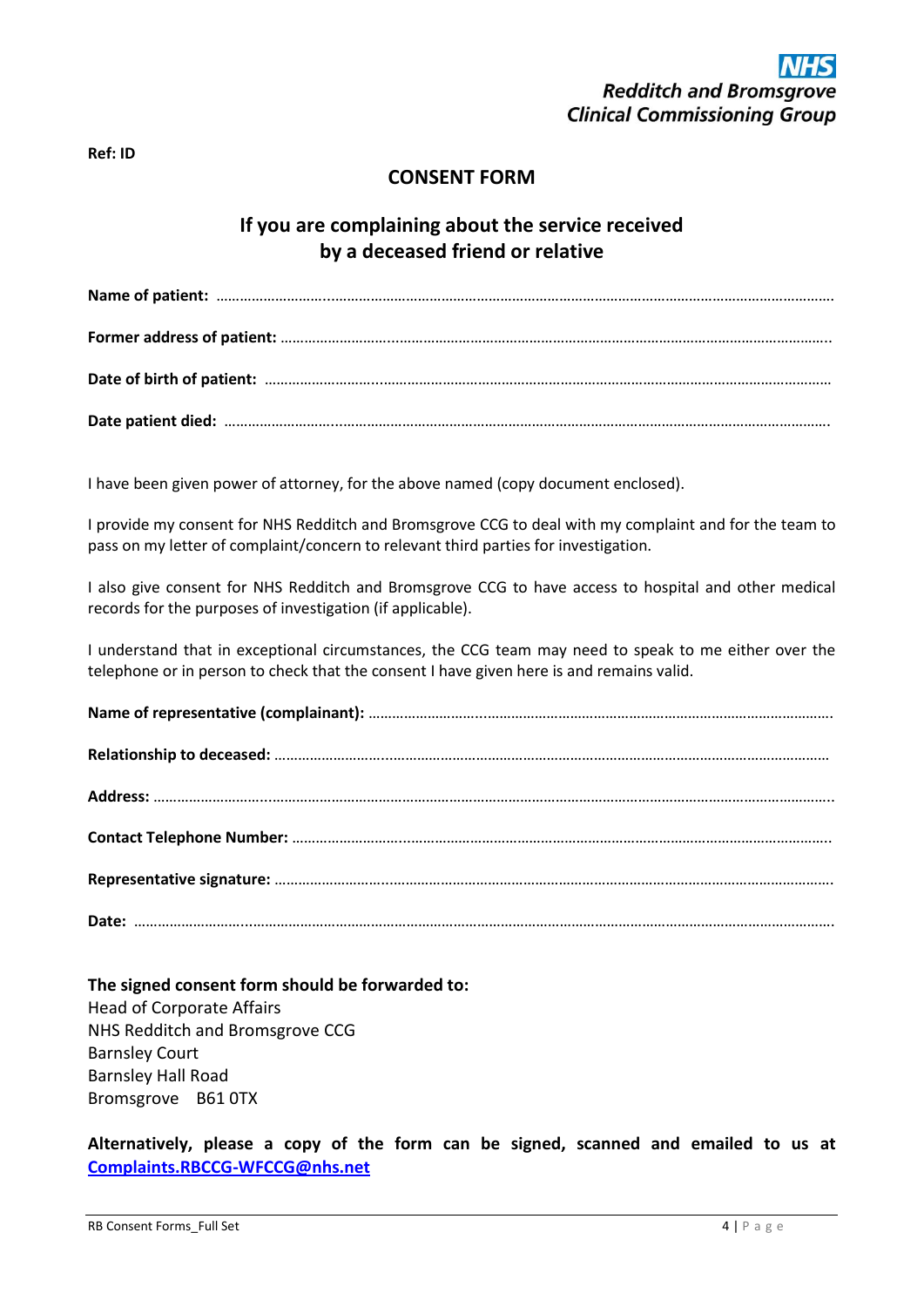NHS
**Redditch and Bromsgrove Clinical Commissioning Group**

**Ref: ID**

# CONSENT FORM

## If you are complaining about the service received by a deceased friend or relative

**Name of patient:** ……………………………………………………………………………………………………………………………

**Former address of patient:** ……………………………………………………………………………………………………………

**Date of birth of patient:** ………………………………………………………………………………………………………………

**Date patient died:** ………………………………………………………………………………………………………………………

I have been given power of attorney, for the above named (copy document enclosed).

I provide my consent for NHS Redditch and Bromsgrove CCG to deal with my complaint and for the team to pass on my letter of complaint/concern to relevant third parties for investigation.

I also give consent for NHS Redditch and Bromsgrove CCG to have access to hospital and other medical records for the purposes of investigation (if applicable).

I understand that in exceptional circumstances, the CCG team may need to speak to me either over the telephone or in person to check that the consent I have given here is and remains valid.

**Name of representative (complainant):** ………………………………………………………………………………………

**Relationship to deceased:** ……………………………………………………………………………………………………………

**Address:** ……………………………………………………………………………………………………………………………………

**Contact Telephone Number:** …………………………………………………………………………………………………………

**Representative signature:** ……………………………………………………………………………………………………………

**Date:** ………………………………………………………………………………………………………………………………………

**The signed consent form should be forwarded to:**
Head of Corporate Affairs
NHS Redditch and Bromsgrove CCG
Barnsley Court
Barnsley Hall Road
Bromsgrove B61 0TX

**Alternatively, please a copy of the form can be signed, scanned and emailed to us at [Complaints.RBCCG-WFCCG@nhs.net](mailto:Complaints.RBCCG-WFCCG@nhs.net)**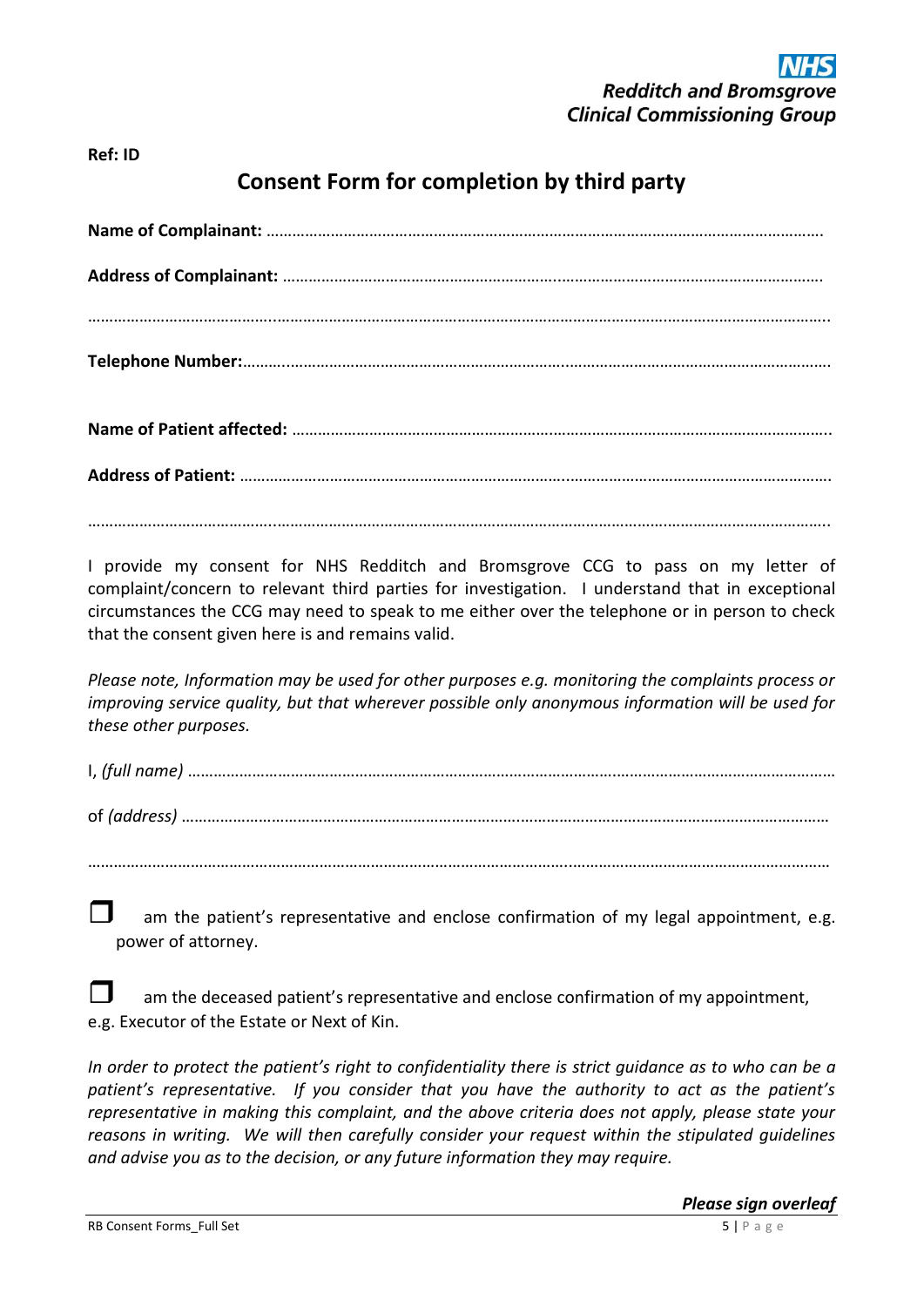**NHS**
**Redditch and Bromsgrove**
**Clinical Commissioning Group**

**Ref: ID**

## Consent Form for completion by third party

**Name of Complainant:** ……………………………………………………………………………………………………………………

**Address of Complainant:** ……………………………………………………………………………………………………………

………………………………………………………………………………………………………………………………………………………

**Telephone Number:**…………………………………………………………………………………………………………………

**Name of Patient affected:** …………………………………………………………………………………………………………

**Address of Patient:** ………………………………………………………………………………………………………………………

………………………………………………………………………………………………………………………………………………………

I provide my consent for NHS Redditch and Bromsgrove CCG to pass on my letter of complaint/concern to relevant third parties for investigation. I understand that in exceptional circumstances the CCG may need to speak to me either over the telephone or in person to check that the consent given here is and remains valid.

*Please note, Information may be used for other purposes e.g. monitoring the complaints process or improving service quality, but that wherever possible only anonymous information will be used for these other purposes.*

I, *(full name)* ………………………………………………………………………………………………………………………………

of *(address)* ………………………………………………………………………………………………………………………………

………………………………………………………………………………………………………………………………………………………

☐ am the patient's representative and enclose confirmation of my legal appointment, e.g. power of attorney.

☐ am the deceased patient's representative and enclose confirmation of my appointment, e.g. Executor of the Estate or Next of Kin.

*In order to protect the patient's right to confidentiality there is strict guidance as to who can be a patient's representative. If you consider that you have the authority to act as the patient's representative in making this complaint, and the above criteria does not apply, please state your reasons in writing. We will then carefully consider your request within the stipulated guidelines and advise you as to the decision, or any future information they may require.*

***Please sign overleaf***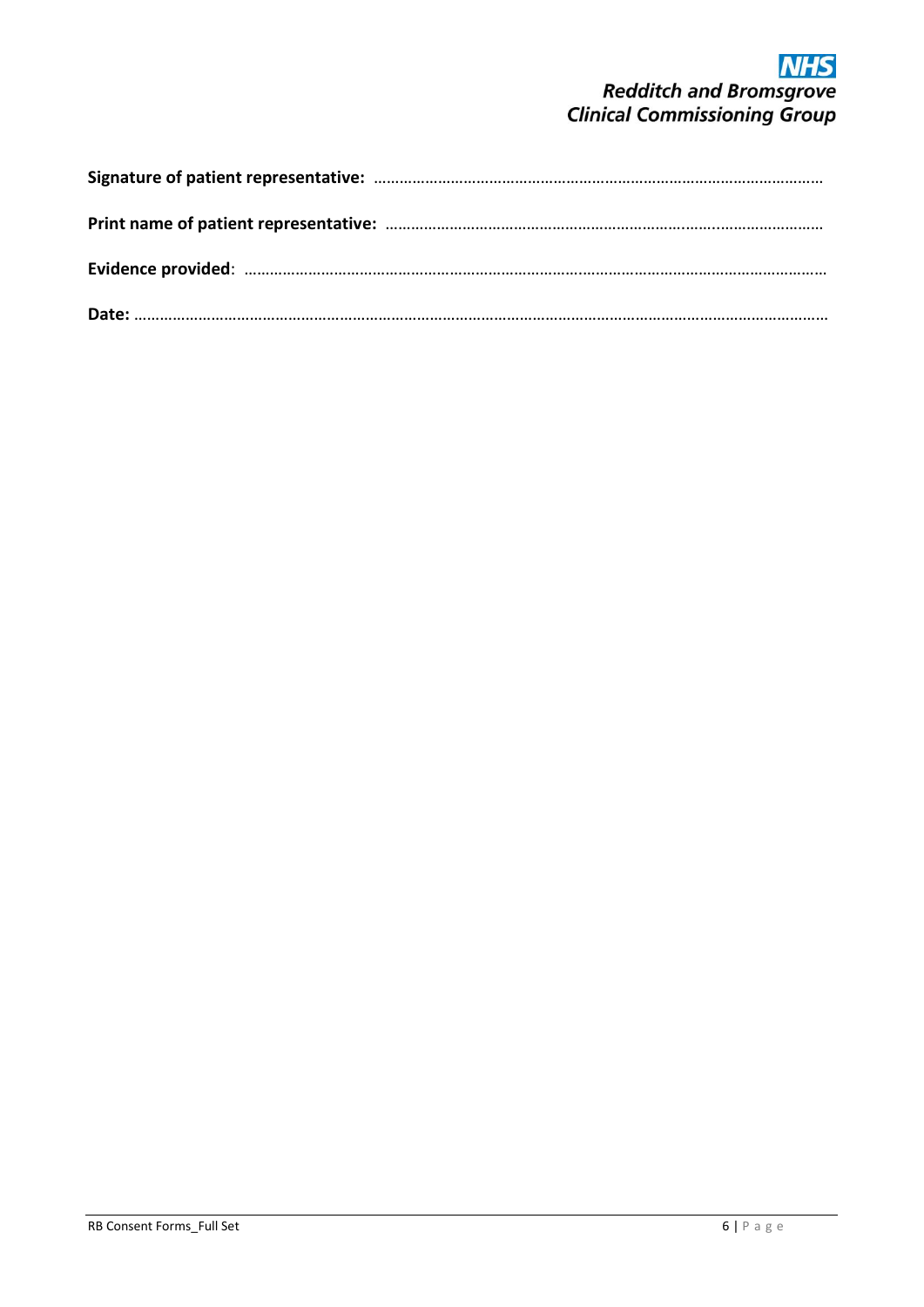**Signature of patient representative:** ……………………………………………………………………………………………

**Print name of patient representative:** …………………………………………………………………..……………………

**Evidence provided**: …………………………………………………………………………………………………………………

**Date:** …………………………………………………………………………………………………………………………………